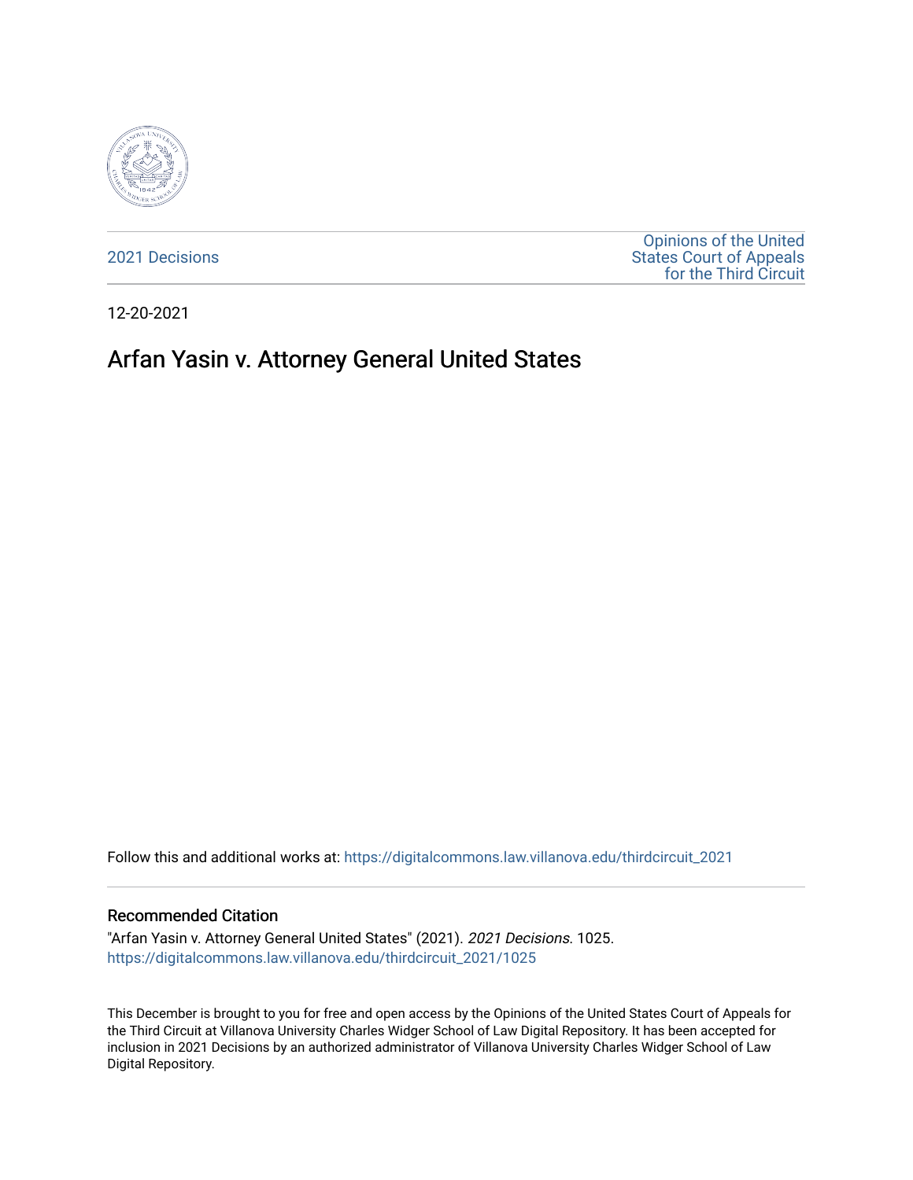2021 Decisions

Opinions of the United States Court of Appeals for the Third Circuit

12-20-2021

# Arfan Yasin v. Attorney General United States

Follow this and additional works at: https://digitalcommons.law.villanova.edu/thirdcircuit_2021

## Recommended Citation

"Arfan Yasin v. Attorney General United States" (2021). *2021 Decisions*. 1025.
https://digitalcommons.law.villanova.edu/thirdcircuit_2021/1025

This December is brought to you for free and open access by the Opinions of the United States Court of Appeals for the Third Circuit at Villanova University Charles Widger School of Law Digital Repository. It has been accepted for inclusion in 2021 Decisions by an authorized administrator of Villanova University Charles Widger School of Law Digital Repository.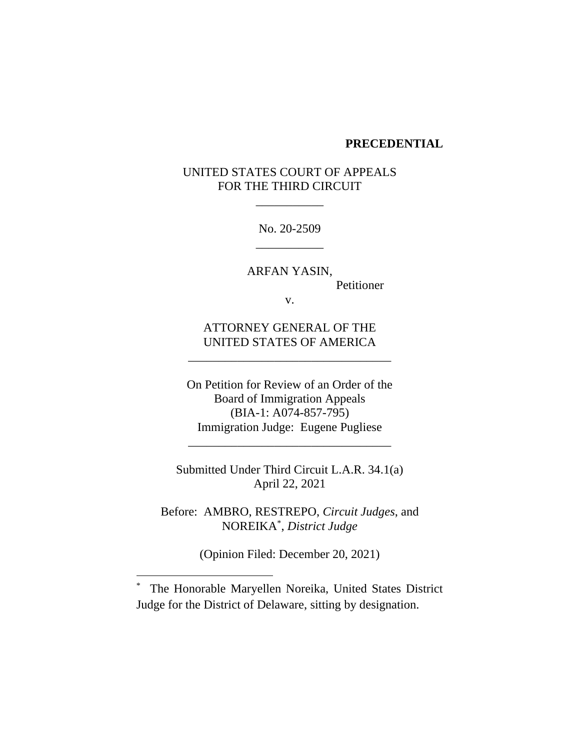**PRECEDENTIAL**

UNITED STATES COURT OF APPEALS
FOR THE THIRD CIRCUIT

\_\_\_\_\_\_\_\_\_\_\_

No. 20-2509

\_\_\_\_\_\_\_\_\_\_\_

ARFAN YASIN,
Petitioner

v.

ATTORNEY GENERAL OF THE
UNITED STATES OF AMERICA

\_\_\_\_\_\_\_\_\_\_\_\_\_\_\_\_\_\_\_\_\_\_\_\_\_\_\_\_\_\_\_\_

On Petition for Review of an Order of the
Board of Immigration Appeals
(BIA-1: A074-857-795)
Immigration Judge: Eugene Pugliese

\_\_\_\_\_\_\_\_\_\_\_\_\_\_\_\_\_\_\_\_\_\_\_\_\_\_\_\_\_\_\_\_

Submitted Under Third Circuit L.A.R. 34.1(a)
April 22, 2021

Before: AMBRO, RESTREPO, *Circuit Judges*, and
NOREIKA[*], *District Judge*

(Opinion Filed: December 20, 2021)

---

[*] The Honorable Maryellen Noreika, United States District Judge for the District of Delaware, sitting by designation.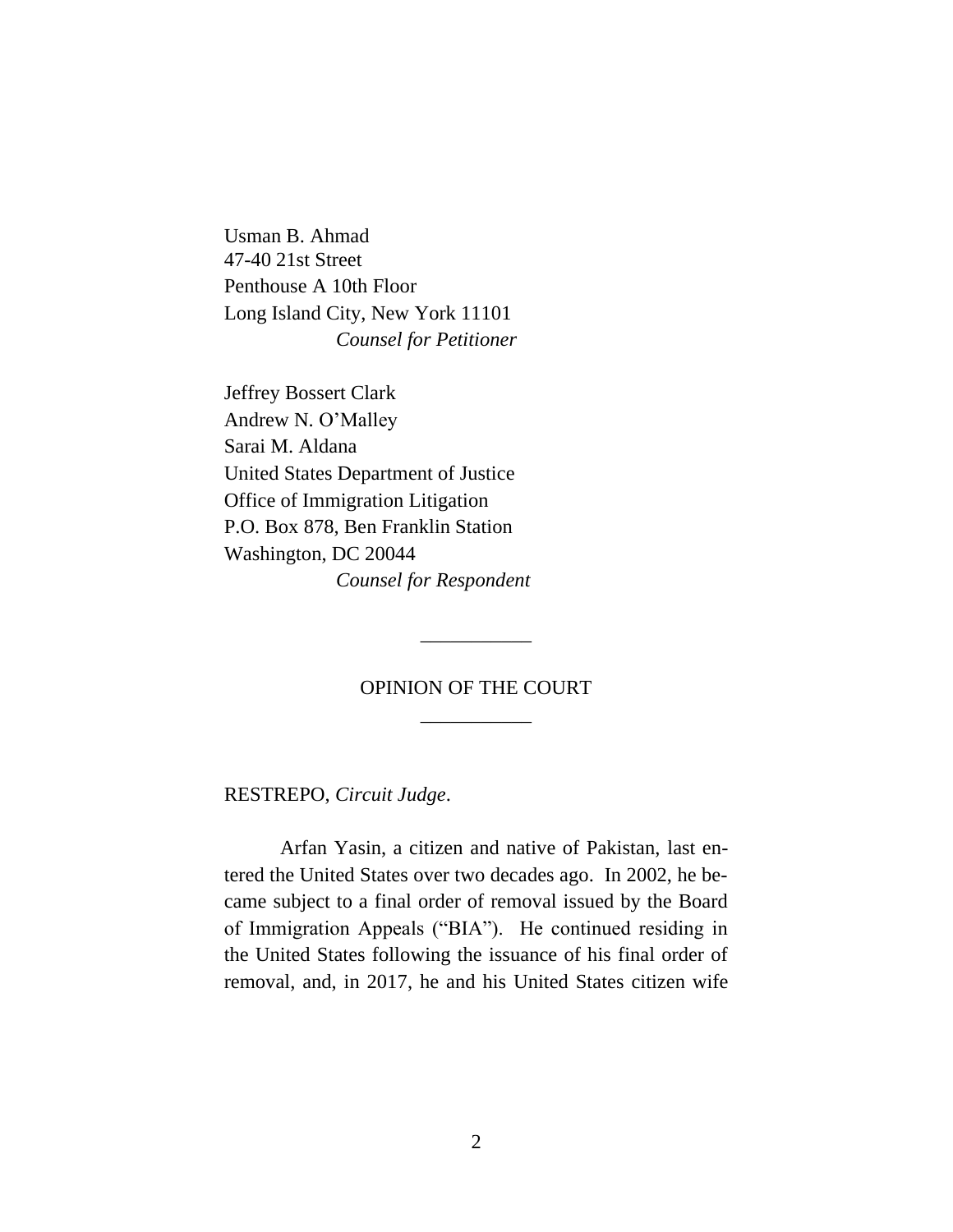Usman B. Ahmad
47-40 21st Street
Penthouse A 10th Floor
Long Island City, New York 11101
*Counsel for Petitioner*

Jeffrey Bossert Clark
Andrew N. O'Malley
Sarai M. Aldana
United States Department of Justice
Office of Immigration Litigation
P.O. Box 878, Ben Franklin Station
Washington, DC 20044
*Counsel for Respondent*

---

OPINION OF THE COURT

---

RESTREPO, *Circuit Judge*.

Arfan Yasin, a citizen and native of Pakistan, last entered the United States over two decades ago. In 2002, he became subject to a final order of removal issued by the Board of Immigration Appeals ("BIA"). He continued residing in the United States following the issuance of his final order of removal, and, in 2017, he and his United States citizen wife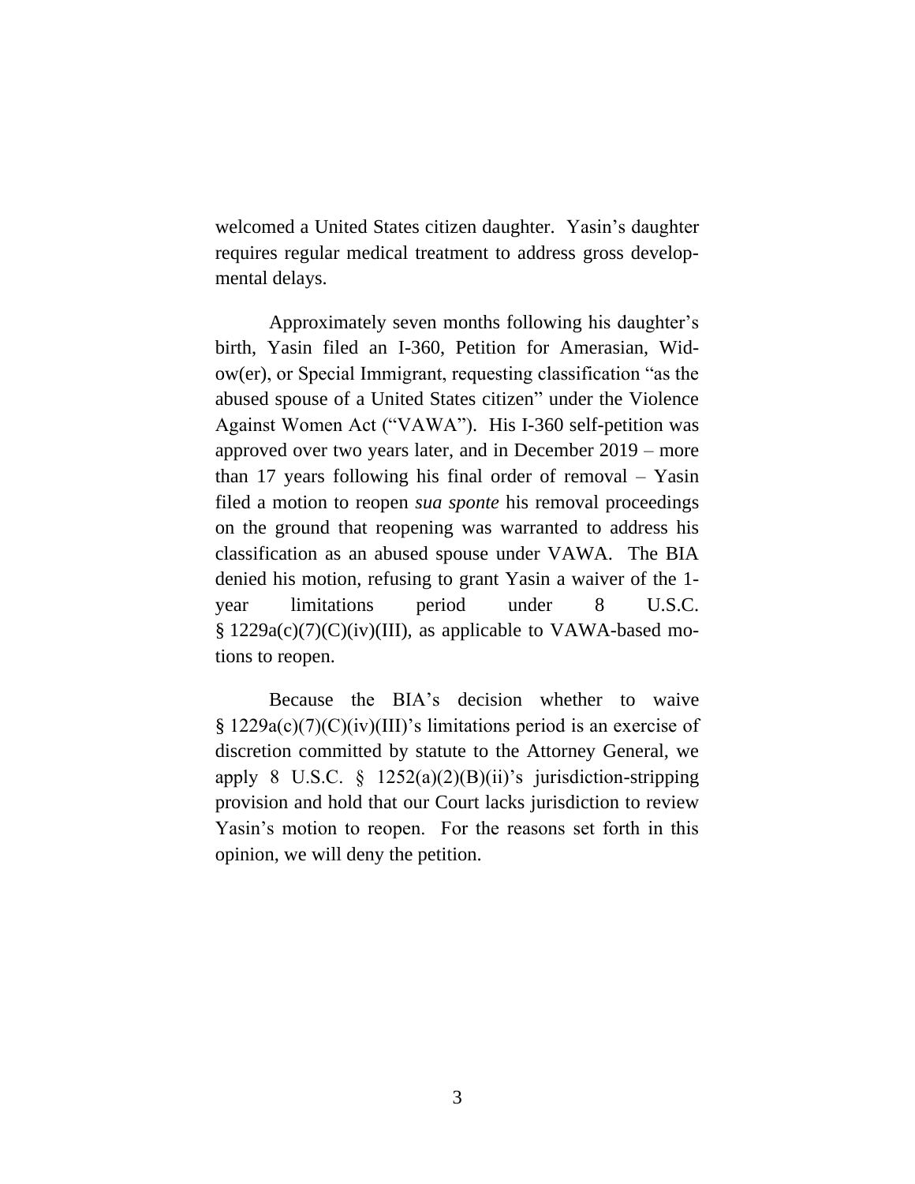welcomed a United States citizen daughter. Yasin's daughter requires regular medical treatment to address gross developmental delays.

Approximately seven months following his daughter's birth, Yasin filed an I-360, Petition for Amerasian, Widow(er), or Special Immigrant, requesting classification "as the abused spouse of a United States citizen" under the Violence Against Women Act ("VAWA"). His I-360 self-petition was approved over two years later, and in December 2019 – more than 17 years following his final order of removal – Yasin filed a motion to reopen *sua sponte* his removal proceedings on the ground that reopening was warranted to address his classification as an abused spouse under VAWA. The BIA denied his motion, refusing to grant Yasin a waiver of the 1-year limitations period under 8 U.S.C. § 1229a(c)(7)(C)(iv)(III), as applicable to VAWA-based motions to reopen.

Because the BIA's decision whether to waive § 1229a(c)(7)(C)(iv)(III)'s limitations period is an exercise of discretion committed by statute to the Attorney General, we apply 8 U.S.C. § 1252(a)(2)(B)(ii)'s jurisdiction-stripping provision and hold that our Court lacks jurisdiction to review Yasin's motion to reopen. For the reasons set forth in this opinion, we will deny the petition.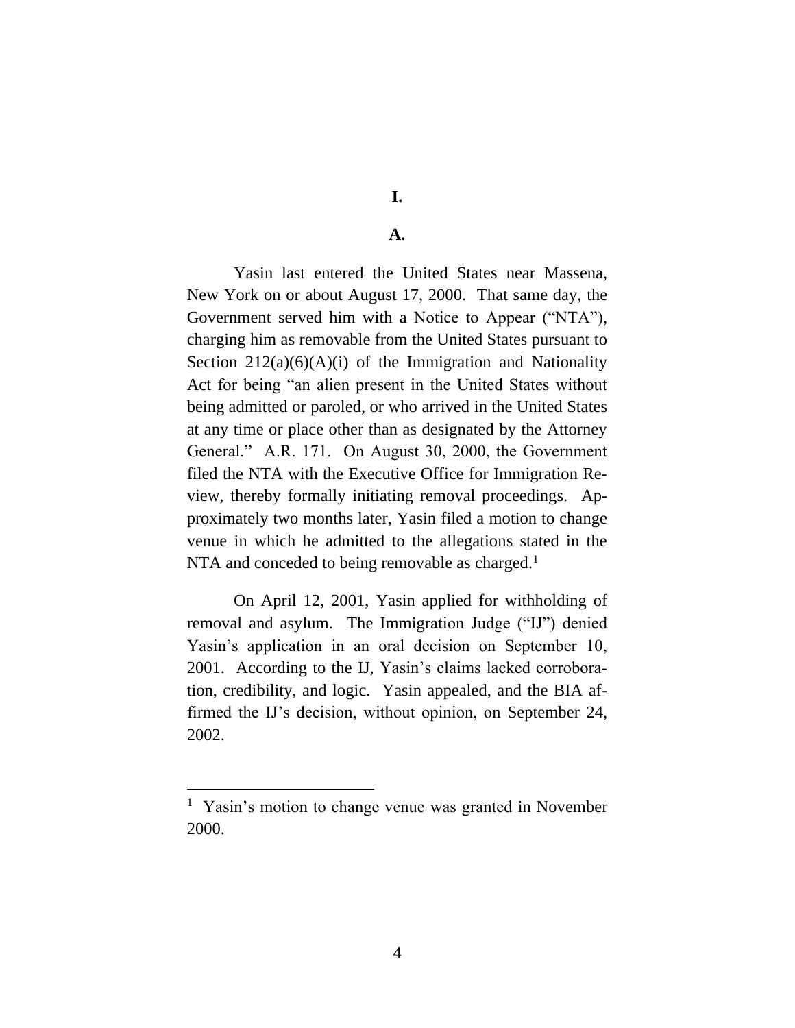# I.

## A.

Yasin last entered the United States near Massena, New York on or about August 17, 2000. That same day, the Government served him with a Notice to Appear ("NTA"), charging him as removable from the United States pursuant to Section 212(a)(6)(A)(i) of the Immigration and Nationality Act for being "an alien present in the United States without being admitted or paroled, or who arrived in the United States at any time or place other than as designated by the Attorney General." A.R. 171. On August 30, 2000, the Government filed the NTA with the Executive Office for Immigration Review, thereby formally initiating removal proceedings. Approximately two months later, Yasin filed a motion to change venue in which he admitted to the allegations stated in the NTA and conceded to being removable as charged.[1]

On April 12, 2001, Yasin applied for withholding of removal and asylum. The Immigration Judge ("IJ") denied Yasin's application in an oral decision on September 10, 2001. According to the IJ, Yasin's claims lacked corroboration, credibility, and logic. Yasin appealed, and the BIA affirmed the IJ's decision, without opinion, on September 24, 2002.

[1] Yasin's motion to change venue was granted in November 2000.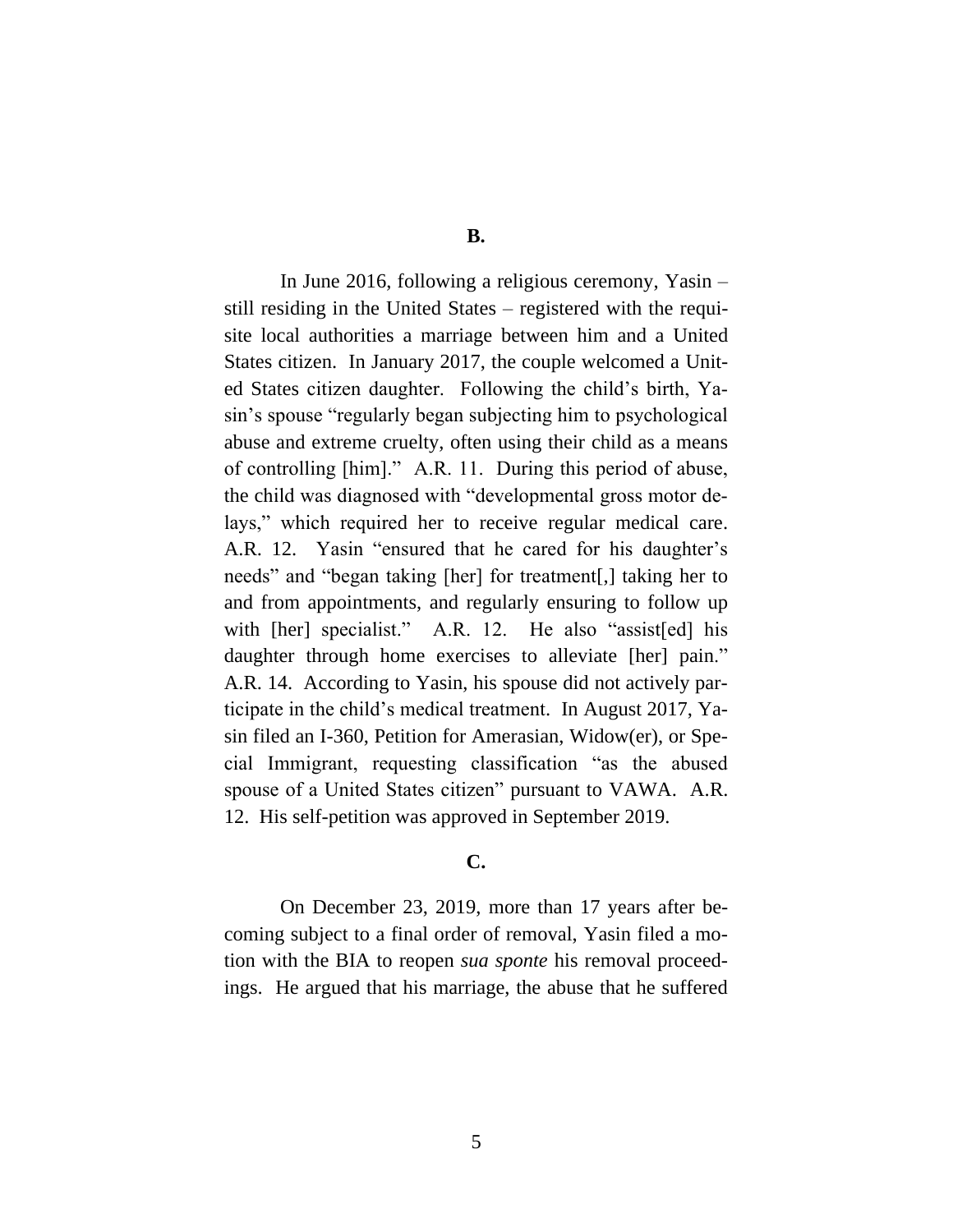## B.

In June 2016, following a religious ceremony, Yasin – still residing in the United States – registered with the requisite local authorities a marriage between him and a United States citizen. In January 2017, the couple welcomed a United States citizen daughter. Following the child's birth, Yasin's spouse "regularly began subjecting him to psychological abuse and extreme cruelty, often using their child as a means of controlling [him]." A.R. 11. During this period of abuse, the child was diagnosed with "developmental gross motor delays," which required her to receive regular medical care. A.R. 12. Yasin "ensured that he cared for his daughter's needs" and "began taking [her] for treatment[,] taking her to and from appointments, and regularly ensuring to follow up with [her] specialist." A.R. 12. He also "assist[ed] his daughter through home exercises to alleviate [her] pain." A.R. 14. According to Yasin, his spouse did not actively participate in the child's medical treatment. In August 2017, Yasin filed an I-360, Petition for Amerasian, Widow(er), or Special Immigrant, requesting classification "as the abused spouse of a United States citizen" pursuant to VAWA. A.R. 12. His self-petition was approved in September 2019.

## C.

On December 23, 2019, more than 17 years after becoming subject to a final order of removal, Yasin filed a motion with the BIA to reopen *sua sponte* his removal proceedings. He argued that his marriage, the abuse that he suffered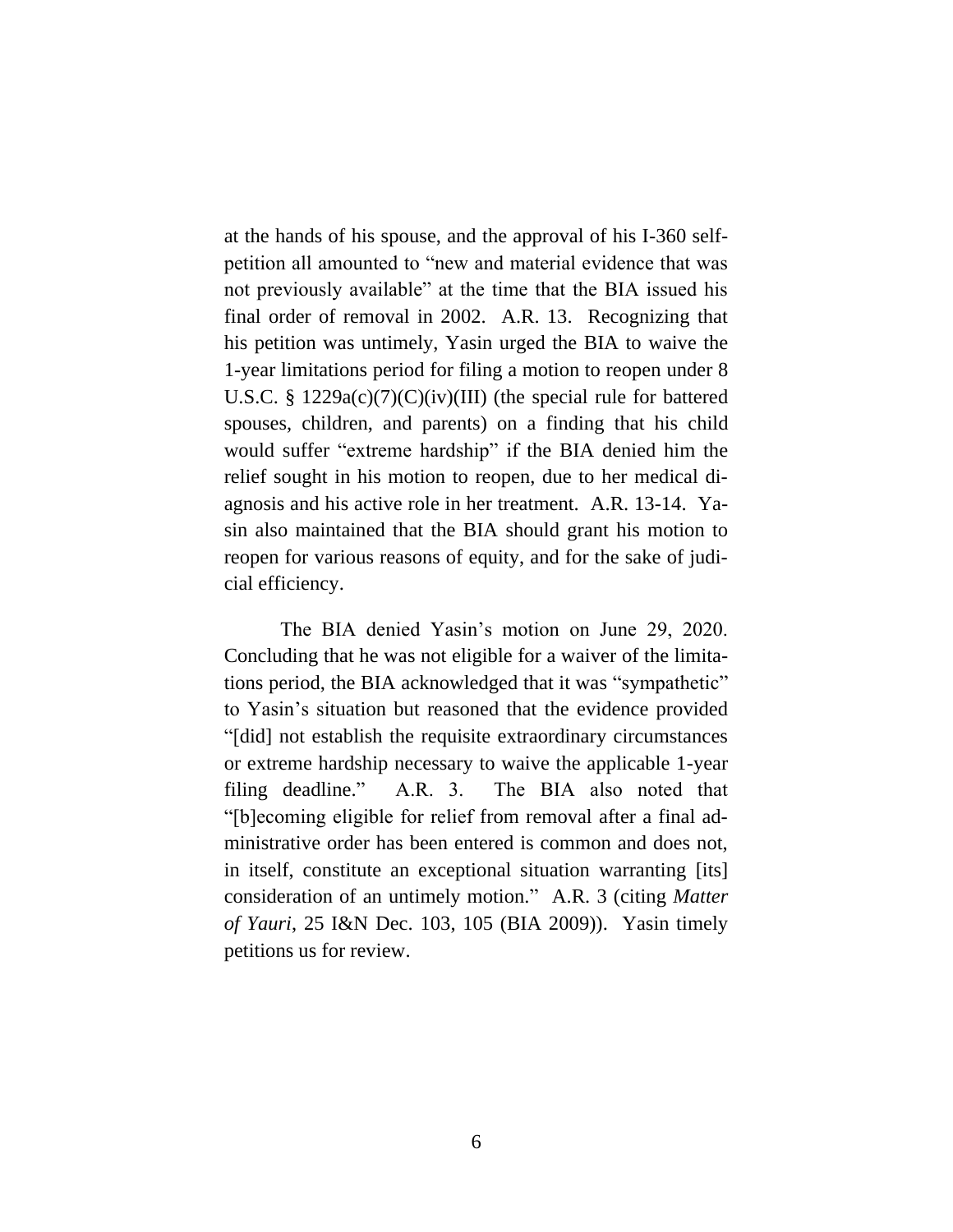at the hands of his spouse, and the approval of his I-360 self-petition all amounted to "new and material evidence that was not previously available" at the time that the BIA issued his final order of removal in 2002. A.R. 13. Recognizing that his petition was untimely, Yasin urged the BIA to waive the 1-year limitations period for filing a motion to reopen under 8 U.S.C. § 1229a(c)(7)(C)(iv)(III) (the special rule for battered spouses, children, and parents) on a finding that his child would suffer "extreme hardship" if the BIA denied him the relief sought in his motion to reopen, due to her medical diagnosis and his active role in her treatment. A.R. 13-14. Yasin also maintained that the BIA should grant his motion to reopen for various reasons of equity, and for the sake of judicial efficiency.

The BIA denied Yasin's motion on June 29, 2020. Concluding that he was not eligible for a waiver of the limitations period, the BIA acknowledged that it was "sympathetic" to Yasin's situation but reasoned that the evidence provided "[did] not establish the requisite extraordinary circumstances or extreme hardship necessary to waive the applicable 1-year filing deadline." A.R. 3. The BIA also noted that "[b]ecoming eligible for relief from removal after a final administrative order has been entered is common and does not, in itself, constitute an exceptional situation warranting [its] consideration of an untimely motion." A.R. 3 (citing *Matter of Yauri*, 25 I&N Dec. 103, 105 (BIA 2009)). Yasin timely petitions us for review.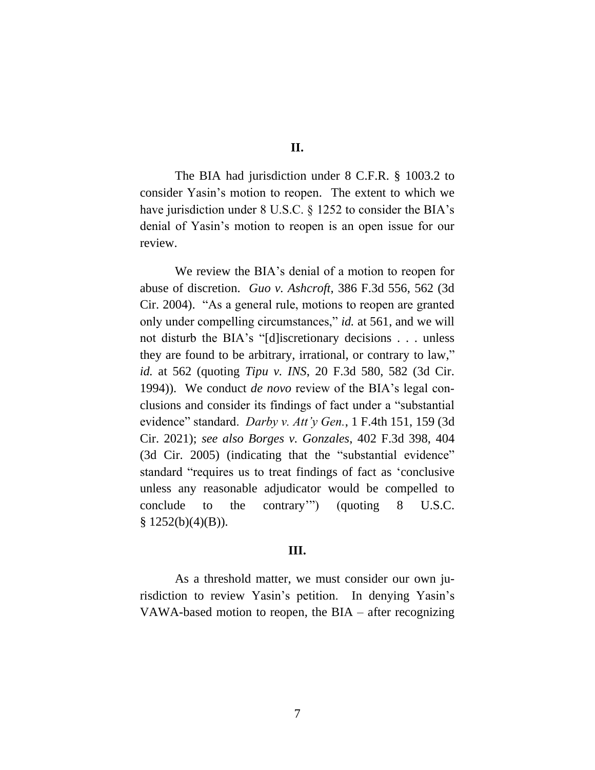## II.

The BIA had jurisdiction under 8 C.F.R. § 1003.2 to consider Yasin's motion to reopen. The extent to which we have jurisdiction under 8 U.S.C. § 1252 to consider the BIA's denial of Yasin's motion to reopen is an open issue for our review.

We review the BIA's denial of a motion to reopen for abuse of discretion. *Guo v. Ashcroft*, 386 F.3d 556, 562 (3d Cir. 2004). "As a general rule, motions to reopen are granted only under compelling circumstances," *id.* at 561, and we will not disturb the BIA's "[d]iscretionary decisions . . . unless they are found to be arbitrary, irrational, or contrary to law," *id.* at 562 (quoting *Tipu v. INS*, 20 F.3d 580, 582 (3d Cir. 1994)). We conduct *de novo* review of the BIA's legal conclusions and consider its findings of fact under a "substantial evidence" standard. *Darby v. Att'y Gen.*, 1 F.4th 151, 159 (3d Cir. 2021); *see also Borges v. Gonzales*, 402 F.3d 398, 404 (3d Cir. 2005) (indicating that the "substantial evidence" standard "requires us to treat findings of fact as 'conclusive unless any reasonable adjudicator would be compelled to conclude to the contrary'") (quoting 8 U.S.C. § 1252(b)(4)(B)).

## III.

As a threshold matter, we must consider our own jurisdiction to review Yasin's petition. In denying Yasin's VAWA-based motion to reopen, the BIA – after recognizing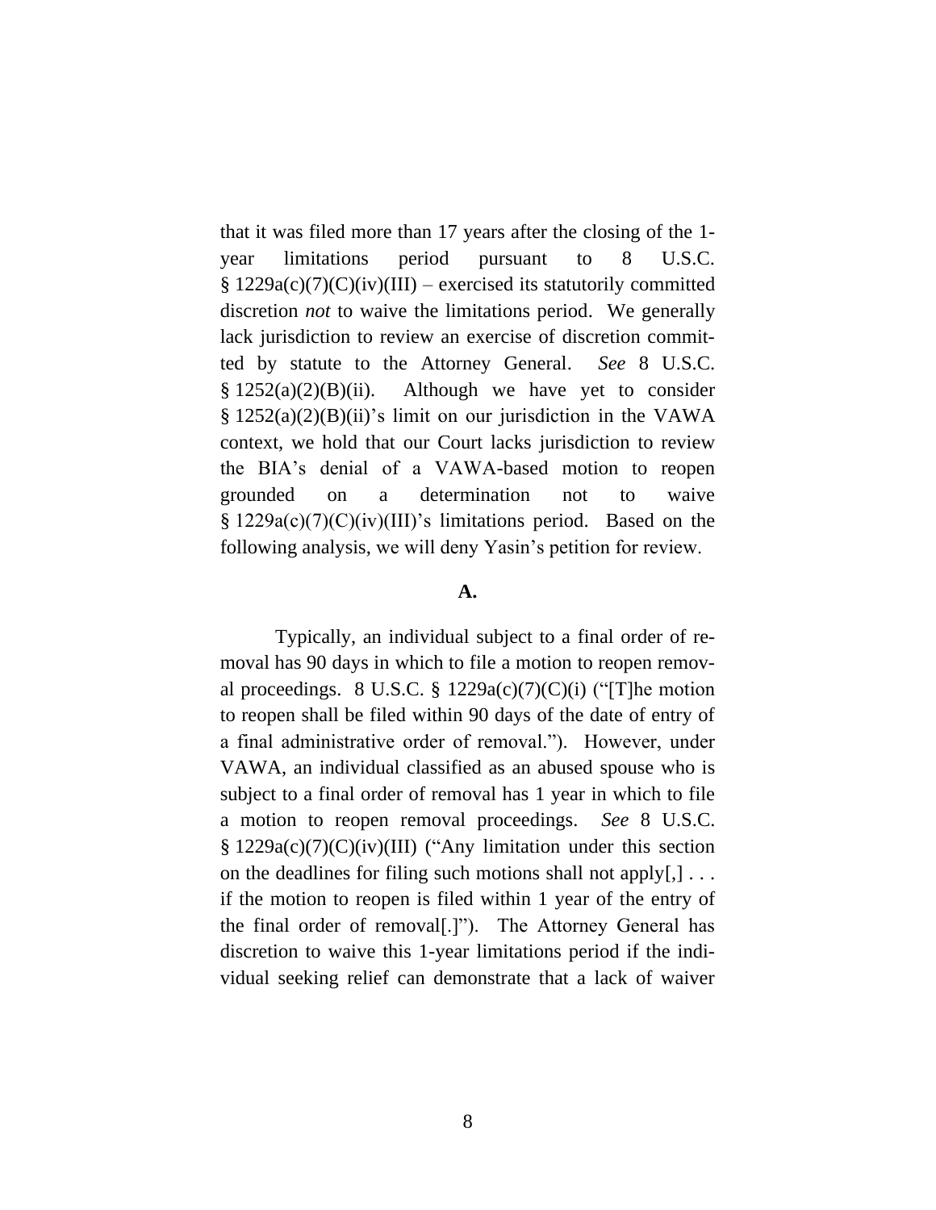that it was filed more than 17 years after the closing of the 1-year limitations period pursuant to 8 U.S.C. § 1229a(c)(7)(C)(iv)(III) – exercised its statutorily committed discretion *not* to waive the limitations period. We generally lack jurisdiction to review an exercise of discretion committed by statute to the Attorney General. *See* 8 U.S.C. § 1252(a)(2)(B)(ii). Although we have yet to consider § 1252(a)(2)(B)(ii)'s limit on our jurisdiction in the VAWA context, we hold that our Court lacks jurisdiction to review the BIA's denial of a VAWA-based motion to reopen grounded on a determination not to waive § 1229a(c)(7)(C)(iv)(III)'s limitations period. Based on the following analysis, we will deny Yasin's petition for review.

**A.**

Typically, an individual subject to a final order of removal has 90 days in which to file a motion to reopen removal proceedings. 8 U.S.C. § 1229a(c)(7)(C)(i) ("[T]he motion to reopen shall be filed within 90 days of the date of entry of a final administrative order of removal."). However, under VAWA, an individual classified as an abused spouse who is subject to a final order of removal has 1 year in which to file a motion to reopen removal proceedings. *See* 8 U.S.C. § 1229a(c)(7)(C)(iv)(III) ("Any limitation under this section on the deadlines for filing such motions shall not apply[,] . . . if the motion to reopen is filed within 1 year of the entry of the final order of removal[.]"). The Attorney General has discretion to waive this 1-year limitations period if the individual seeking relief can demonstrate that a lack of waiver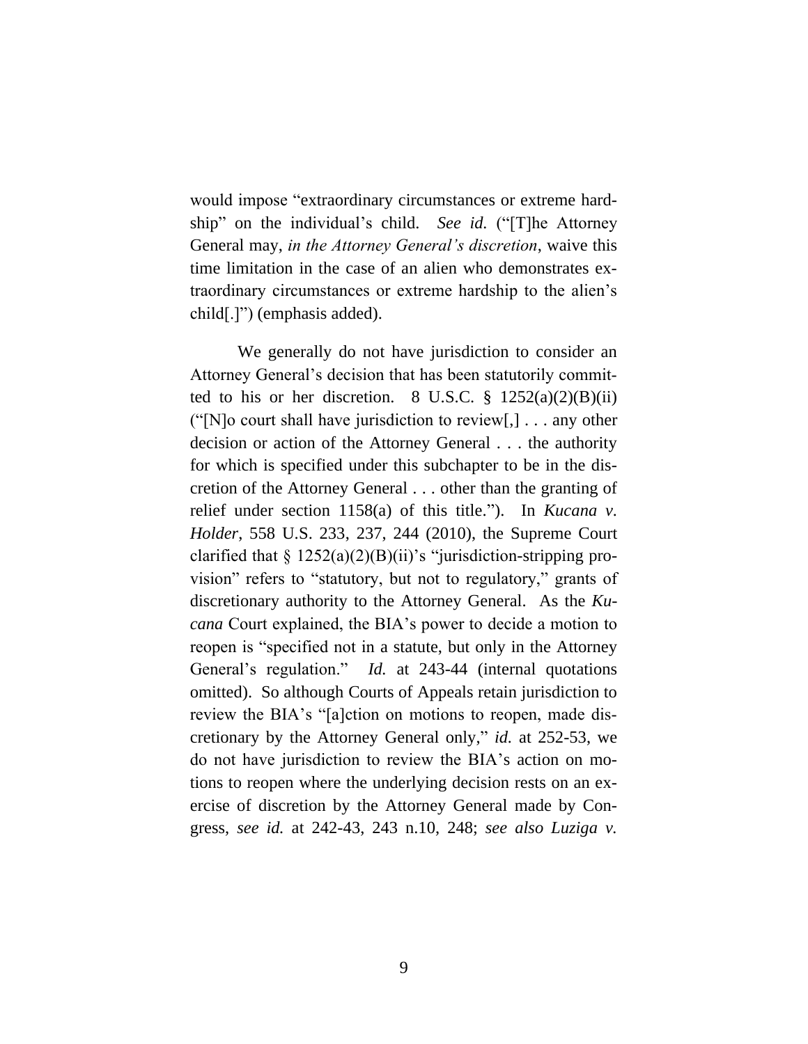would impose "extraordinary circumstances or extreme hardship" on the individual's child. *See id.* ("[T]he Attorney General may, *in the Attorney General's discretion*, waive this time limitation in the case of an alien who demonstrates extraordinary circumstances or extreme hardship to the alien's child[.]") (emphasis added).

We generally do not have jurisdiction to consider an Attorney General's decision that has been statutorily committed to his or her discretion. 8 U.S.C. § 1252(a)(2)(B)(ii) ("[N]o court shall have jurisdiction to review[,] . . . any other decision or action of the Attorney General . . . the authority for which is specified under this subchapter to be in the discretion of the Attorney General . . . other than the granting of relief under section 1158(a) of this title."). In *Kucana v. Holder*, 558 U.S. 233, 237, 244 (2010), the Supreme Court clarified that § 1252(a)(2)(B)(ii)'s "jurisdiction-stripping provision" refers to "statutory, but not to regulatory," grants of discretionary authority to the Attorney General. As the *Kucana* Court explained, the BIA's power to decide a motion to reopen is "specified not in a statute, but only in the Attorney General's regulation." *Id.* at 243-44 (internal quotations omitted). So although Courts of Appeals retain jurisdiction to review the BIA's "[a]ction on motions to reopen, made discretionary by the Attorney General only," *id.* at 252-53, we do not have jurisdiction to review the BIA's action on motions to reopen where the underlying decision rests on an exercise of discretion by the Attorney General made by Congress, *see id.* at 242-43, 243 n.10, 248; *see also Luziga v.*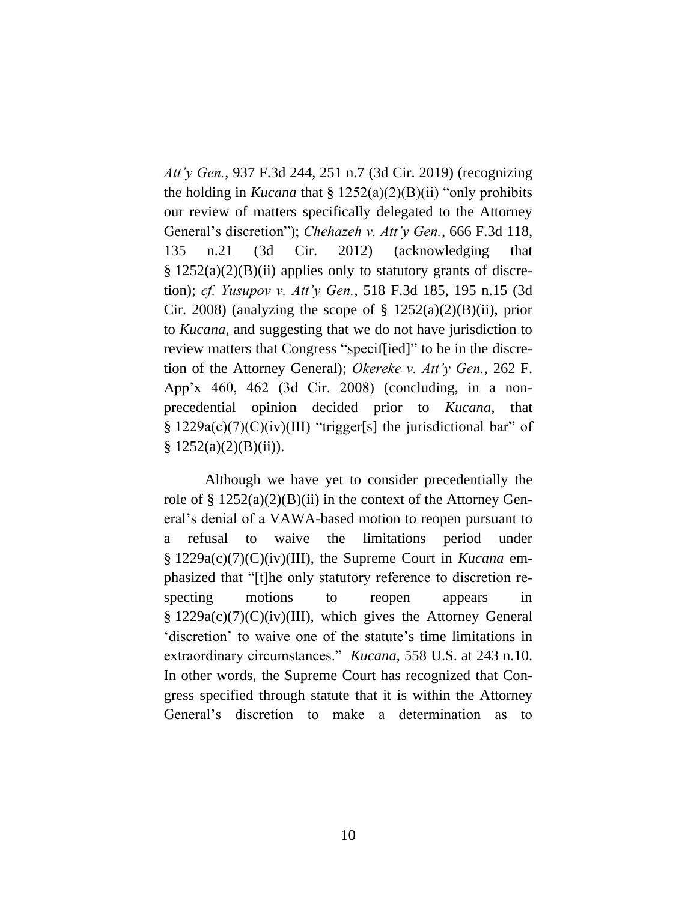*Att'y Gen.*, 937 F.3d 244, 251 n.7 (3d Cir. 2019) (recognizing the holding in *Kucana* that § 1252(a)(2)(B)(ii) "only prohibits our review of matters specifically delegated to the Attorney General's discretion"); *Chehazeh v. Att'y Gen.*, 666 F.3d 118, 135 n.21 (3d Cir. 2012) (acknowledging that § 1252(a)(2)(B)(ii) applies only to statutory grants of discretion); *cf. Yusupov v. Att'y Gen.*, 518 F.3d 185, 195 n.15 (3d Cir. 2008) (analyzing the scope of § 1252(a)(2)(B)(ii), prior to *Kucana*, and suggesting that we do not have jurisdiction to review matters that Congress "specif[ied]" to be in the discretion of the Attorney General); *Okereke v. Att'y Gen.*, 262 F. App'x 460, 462 (3d Cir. 2008) (concluding, in a non-precedential opinion decided prior to *Kucana*, that § 1229a(c)(7)(C)(iv)(III) "trigger[s] the jurisdictional bar" of § 1252(a)(2)(B)(ii)).

Although we have yet to consider precedentially the role of § 1252(a)(2)(B)(ii) in the context of the Attorney General's denial of a VAWA-based motion to reopen pursuant to a refusal to waive the limitations period under § 1229a(c)(7)(C)(iv)(III), the Supreme Court in *Kucana* emphasized that "[t]he only statutory reference to discretion respecting motions to reopen appears in § 1229a(c)(7)(C)(iv)(III), which gives the Attorney General 'discretion' to waive one of the statute's time limitations in extraordinary circumstances." *Kucana*, 558 U.S. at 243 n.10. In other words, the Supreme Court has recognized that Congress specified through statute that it is within the Attorney General's discretion to make a determination as to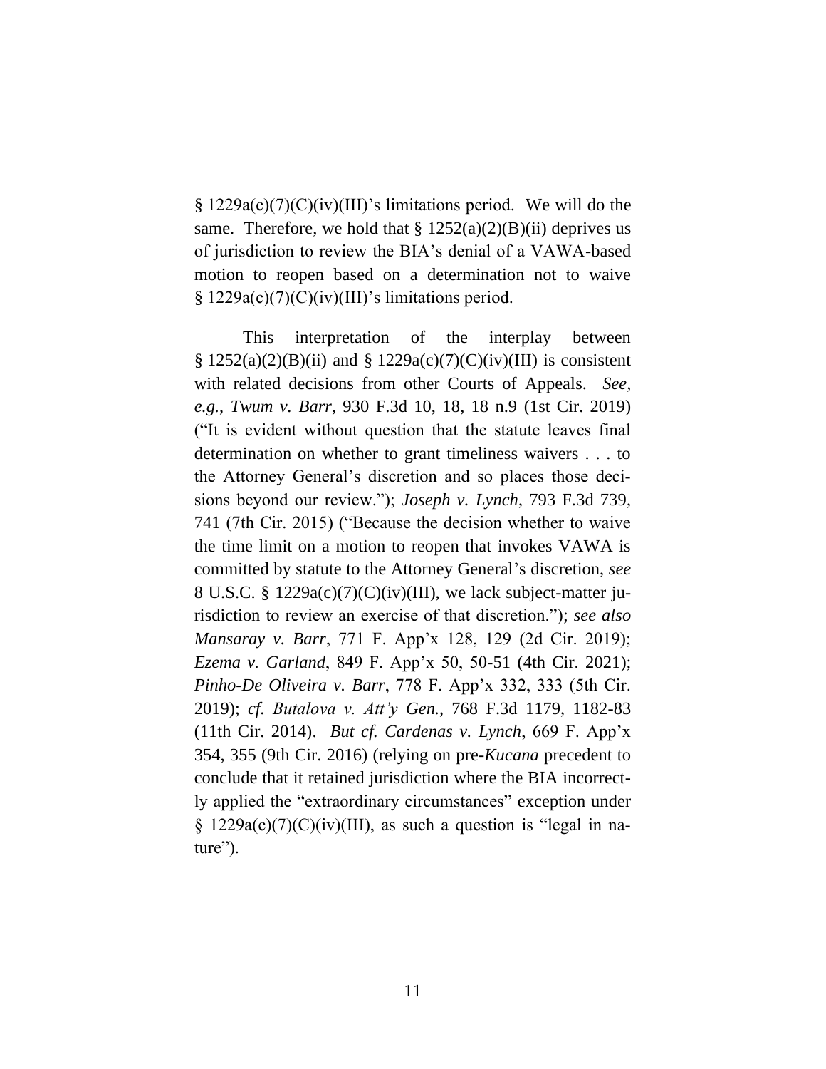§ 1229a(c)(7)(C)(iv)(III)'s limitations period. We will do the same. Therefore, we hold that § 1252(a)(2)(B)(ii) deprives us of jurisdiction to review the BIA's denial of a VAWA-based motion to reopen based on a determination not to waive § 1229a(c)(7)(C)(iv)(III)'s limitations period.

This interpretation of the interplay between § 1252(a)(2)(B)(ii) and § 1229a(c)(7)(C)(iv)(III) is consistent with related decisions from other Courts of Appeals. *See, e.g.*, *Twum v. Barr*, 930 F.3d 10, 18, 18 n.9 (1st Cir. 2019) ("It is evident without question that the statute leaves final determination on whether to grant timeliness waivers . . . to the Attorney General's discretion and so places those decisions beyond our review."); *Joseph v. Lynch*, 793 F.3d 739, 741 (7th Cir. 2015) ("Because the decision whether to waive the time limit on a motion to reopen that invokes VAWA is committed by statute to the Attorney General's discretion, *see* 8 U.S.C. § 1229a(c)(7)(C)(iv)(III), we lack subject-matter jurisdiction to review an exercise of that discretion."); *see also Mansaray v. Barr*, 771 F. App'x 128, 129 (2d Cir. 2019); *Ezema v. Garland*, 849 F. App'x 50, 50-51 (4th Cir. 2021); *Pinho-De Oliveira v. Barr*, 778 F. App'x 332, 333 (5th Cir. 2019); *cf. Butalova v. Att'y Gen.*, 768 F.3d 1179, 1182-83 (11th Cir. 2014). *But cf. Cardenas v. Lynch*, 669 F. App'x 354, 355 (9th Cir. 2016) (relying on pre-*Kucana* precedent to conclude that it retained jurisdiction where the BIA incorrectly applied the "extraordinary circumstances" exception under § 1229a(c)(7)(C)(iv)(III), as such a question is "legal in nature").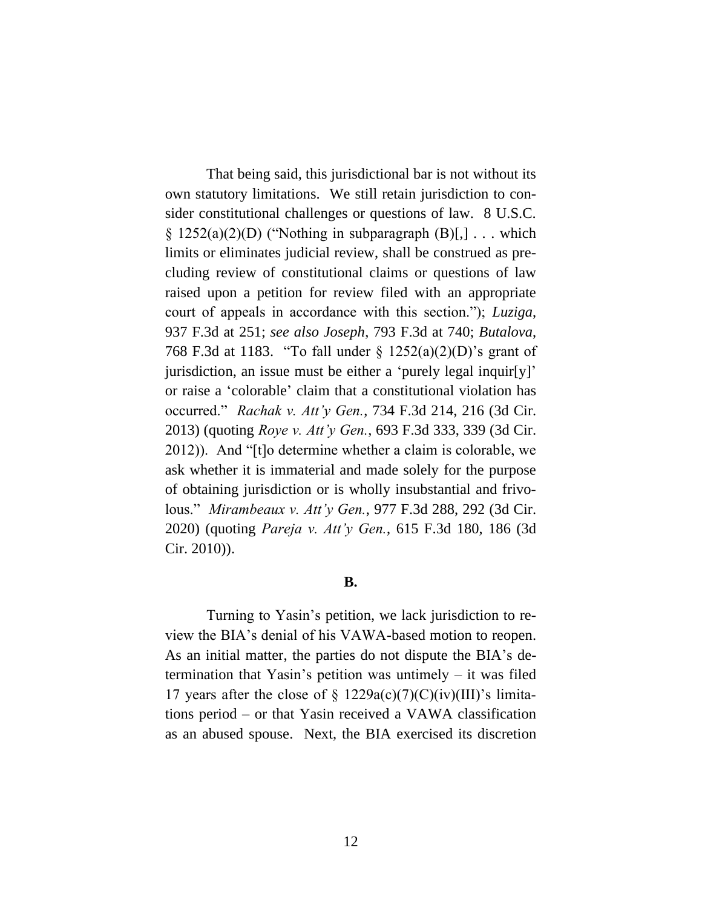That being said, this jurisdictional bar is not without its own statutory limitations. We still retain jurisdiction to consider constitutional challenges or questions of law. 8 U.S.C. § 1252(a)(2)(D) ("Nothing in subparagraph (B)[,] . . . which limits or eliminates judicial review, shall be construed as precluding review of constitutional claims or questions of law raised upon a petition for review filed with an appropriate court of appeals in accordance with this section."); *Luziga*, 937 F.3d at 251; *see also Joseph*, 793 F.3d at 740; *Butalova*, 768 F.3d at 1183. "To fall under § 1252(a)(2)(D)'s grant of jurisdiction, an issue must be either a 'purely legal inquir[y]' or raise a 'colorable' claim that a constitutional violation has occurred." *Rachak v. Att'y Gen.*, 734 F.3d 214, 216 (3d Cir. 2013) (quoting *Roye v. Att'y Gen.*, 693 F.3d 333, 339 (3d Cir. 2012)). And "[t]o determine whether a claim is colorable, we ask whether it is immaterial and made solely for the purpose of obtaining jurisdiction or is wholly insubstantial and frivolous." *Mirambeaux v. Att'y Gen.*, 977 F.3d 288, 292 (3d Cir. 2020) (quoting *Pareja v. Att'y Gen.*, 615 F.3d 180, 186 (3d Cir. 2010)).

**B.**

Turning to Yasin's petition, we lack jurisdiction to review the BIA's denial of his VAWA-based motion to reopen. As an initial matter, the parties do not dispute the BIA's determination that Yasin's petition was untimely – it was filed 17 years after the close of § 1229a(c)(7)(C)(iv)(III)'s limitations period – or that Yasin received a VAWA classification as an abused spouse. Next, the BIA exercised its discretion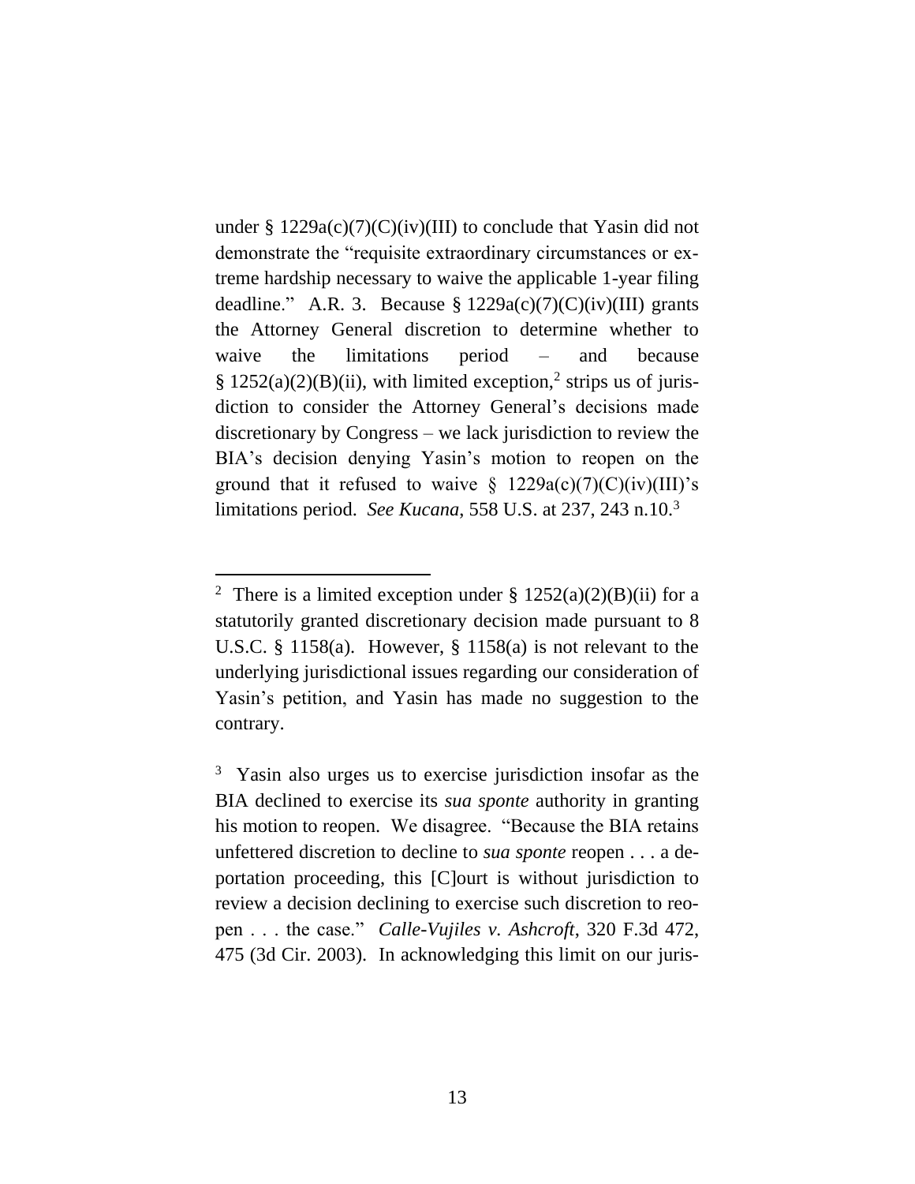under § 1229a(c)(7)(C)(iv)(III) to conclude that Yasin did not demonstrate the "requisite extraordinary circumstances or extreme hardship necessary to waive the applicable 1-year filing deadline." A.R. 3. Because § 1229a(c)(7)(C)(iv)(III) grants the Attorney General discretion to determine whether to waive the limitations period – and because § 1252(a)(2)(B)(ii), with limited exception,[2] strips us of jurisdiction to consider the Attorney General's decisions made discretionary by Congress – we lack jurisdiction to review the BIA's decision denying Yasin's motion to reopen on the ground that it refused to waive § 1229a(c)(7)(C)(iv)(III)'s limitations period. *See Kucana*, 558 U.S. at 237, 243 n.10.[3]

---

[2] There is a limited exception under § 1252(a)(2)(B)(ii) for a statutorily granted discretionary decision made pursuant to 8 U.S.C. § 1158(a). However, § 1158(a) is not relevant to the underlying jurisdictional issues regarding our consideration of Yasin's petition, and Yasin has made no suggestion to the contrary.

[3] Yasin also urges us to exercise jurisdiction insofar as the BIA declined to exercise its *sua sponte* authority in granting his motion to reopen. We disagree. "Because the BIA retains unfettered discretion to decline to *sua sponte* reopen . . . a deportation proceeding, this [C]ourt is without jurisdiction to review a decision declining to exercise such discretion to reopen . . . the case." *Calle-Vujiles v. Ashcroft*, 320 F.3d 472, 475 (3d Cir. 2003). In acknowledging this limit on our juris-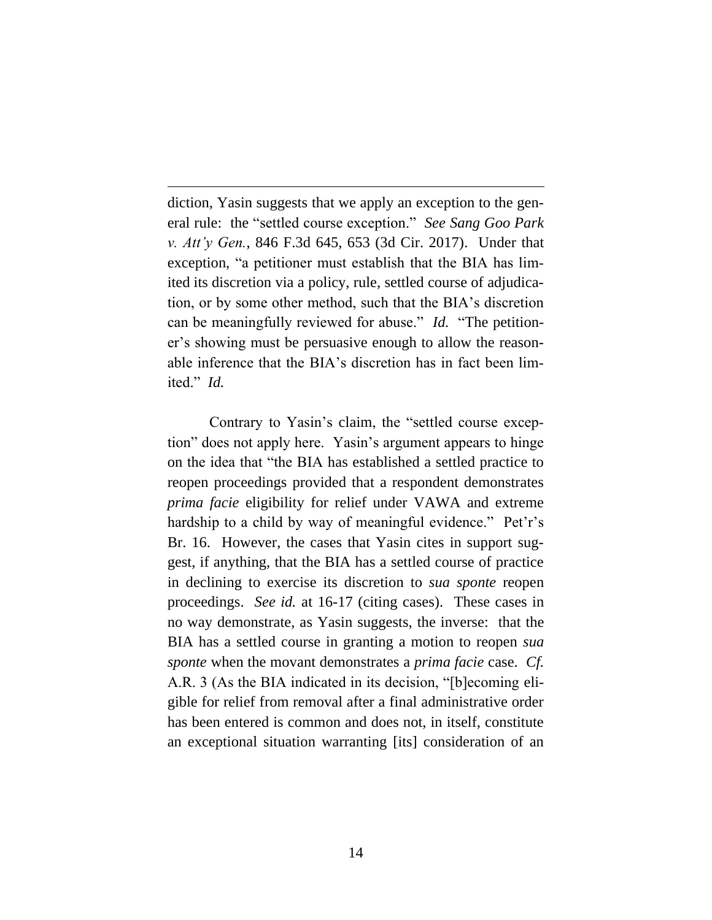diction, Yasin suggests that we apply an exception to the general rule: the "settled course exception." *See Sang Goo Park v. Att'y Gen.*, 846 F.3d 645, 653 (3d Cir. 2017). Under that exception, "a petitioner must establish that the BIA has limited its discretion via a policy, rule, settled course of adjudication, or by some other method, such that the BIA's discretion can be meaningfully reviewed for abuse." *Id.* "The petitioner's showing must be persuasive enough to allow the reasonable inference that the BIA's discretion has in fact been limited." *Id.*

Contrary to Yasin's claim, the "settled course exception" does not apply here. Yasin's argument appears to hinge on the idea that "the BIA has established a settled practice to reopen proceedings provided that a respondent demonstrates *prima facie* eligibility for relief under VAWA and extreme hardship to a child by way of meaningful evidence." Pet'r's Br. 16. However, the cases that Yasin cites in support suggest, if anything, that the BIA has a settled course of practice in declining to exercise its discretion to *sua sponte* reopen proceedings. *See id.* at 16-17 (citing cases). These cases in no way demonstrate, as Yasin suggests, the inverse: that the BIA has a settled course in granting a motion to reopen *sua sponte* when the movant demonstrates a *prima facie* case. *Cf.* A.R. 3 (As the BIA indicated in its decision, "[b]ecoming eligible for relief from removal after a final administrative order has been entered is common and does not, in itself, constitute an exceptional situation warranting [its] consideration of an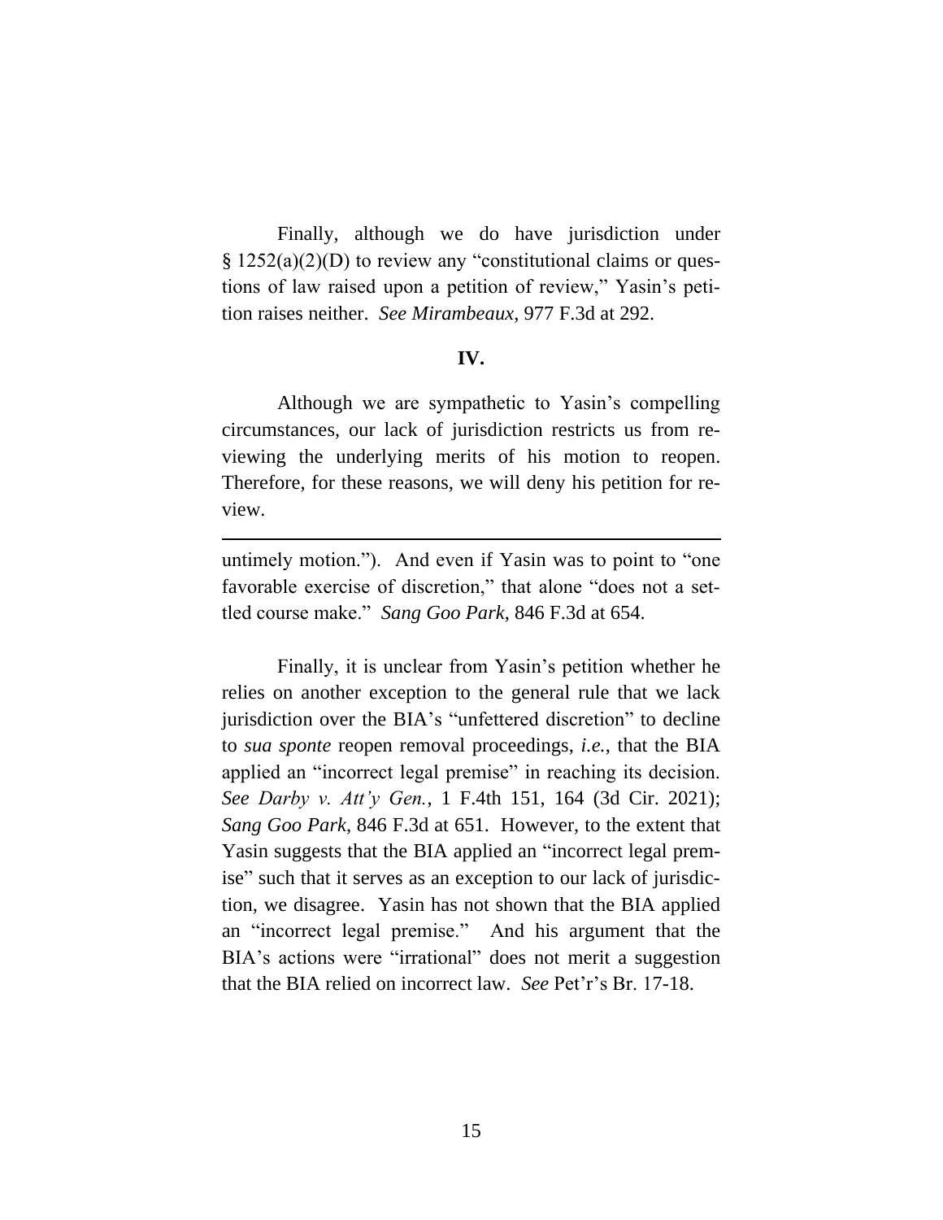Finally, although we do have jurisdiction under § 1252(a)(2)(D) to review any "constitutional claims or questions of law raised upon a petition of review," Yasin's petition raises neither. *See Mirambeaux*, 977 F.3d at 292.

**IV.**

Although we are sympathetic to Yasin's compelling circumstances, our lack of jurisdiction restricts us from reviewing the underlying merits of his motion to reopen. Therefore, for these reasons, we will deny his petition for review.

---

untimely motion."). And even if Yasin was to point to "one favorable exercise of discretion," that alone "does not a settled course make." *Sang Goo Park*, 846 F.3d at 654.

Finally, it is unclear from Yasin's petition whether he relies on another exception to the general rule that we lack jurisdiction over the BIA's "unfettered discretion" to decline to *sua sponte* reopen removal proceedings, *i.e.*, that the BIA applied an "incorrect legal premise" in reaching its decision. *See Darby v. Att'y Gen.*, 1 F.4th 151, 164 (3d Cir. 2021); *Sang Goo Park*, 846 F.3d at 651. However, to the extent that Yasin suggests that the BIA applied an "incorrect legal premise" such that it serves as an exception to our lack of jurisdiction, we disagree. Yasin has not shown that the BIA applied an "incorrect legal premise." And his argument that the BIA's actions were "irrational" does not merit a suggestion that the BIA relied on incorrect law. *See* Pet'r's Br. 17-18.